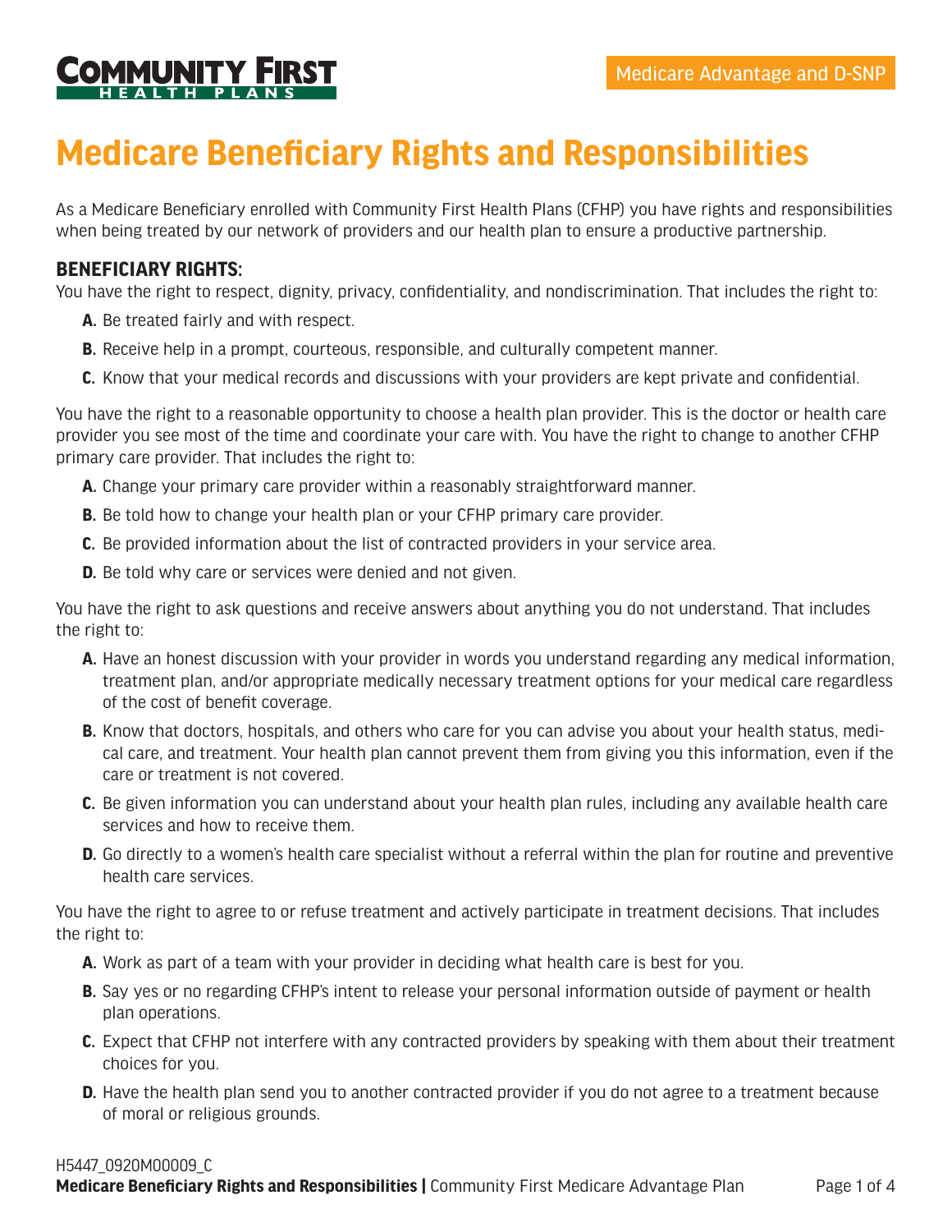Medicare Advantage and D-SNP

# Medicare Beneficiary Rights and Responsibilities

As a Medicare Beneficiary enrolled with Community First Health Plans (CFHP) you have rights and responsibilities when being treated by our network of providers and our health plan to ensure a productive partnership.

## BENEFICIARY RIGHTS:

You have the right to respect, dignity, privacy, confidentiality, and nondiscrimination. That includes the right to:

- **A.** Be treated fairly and with respect.
- **B.** Receive help in a prompt, courteous, responsible, and culturally competent manner.
- **C.** Know that your medical records and discussions with your providers are kept private and confidential.

You have the right to a reasonable opportunity to choose a health plan provider. This is the doctor or health care provider you see most of the time and coordinate your care with. You have the right to change to another CFHP primary care provider. That includes the right to:

- **A.** Change your primary care provider within a reasonably straightforward manner.
- **B.** Be told how to change your health plan or your CFHP primary care provider.
- **C.** Be provided information about the list of contracted providers in your service area.
- **D.** Be told why care or services were denied and not given.

You have the right to ask questions and receive answers about anything you do not understand. That includes the right to:

- **A.** Have an honest discussion with your provider in words you understand regarding any medical information, treatment plan, and/or appropriate medically necessary treatment options for your medical care regardless of the cost of benefit coverage.
- **B.** Know that doctors, hospitals, and others who care for you can advise you about your health status, medical care, and treatment. Your health plan cannot prevent them from giving you this information, even if the care or treatment is not covered.
- **C.** Be given information you can understand about your health plan rules, including any available health care services and how to receive them.
- **D.** Go directly to a women's health care specialist without a referral within the plan for routine and preventive health care services.

You have the right to agree to or refuse treatment and actively participate in treatment decisions. That includes the right to:

- **A.** Work as part of a team with your provider in deciding what health care is best for you.
- **B.** Say yes or no regarding CFHP's intent to release your personal information outside of payment or health plan operations.
- **C.** Expect that CFHP not interfere with any contracted providers by speaking with them about their treatment choices for you.
- **D.** Have the health plan send you to another contracted provider if you do not agree to a treatment because of moral or religious grounds.

H5447_0920M00009_C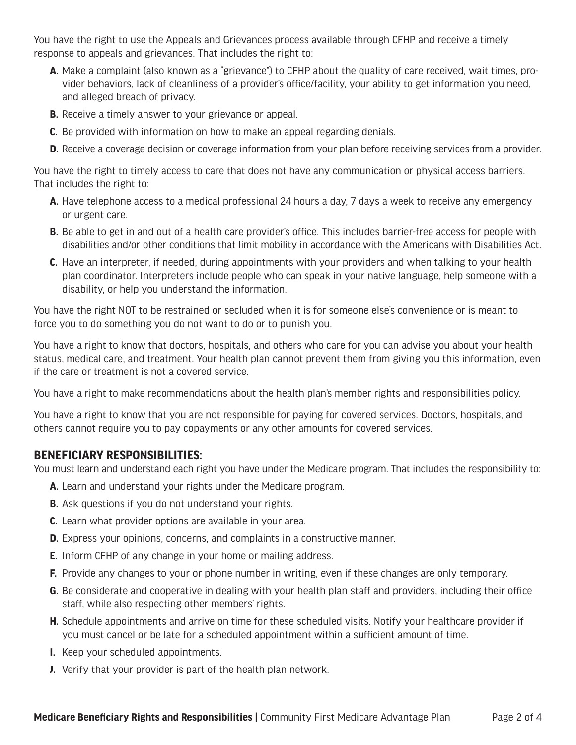You have the right to use the Appeals and Grievances process available through CFHP and receive a timely response to appeals and grievances. That includes the right to:

**A.** Make a complaint (also known as a "grievance") to CFHP about the quality of care received, wait times, provider behaviors, lack of cleanliness of a provider's office/facility, your ability to get information you need, and alleged breach of privacy.

**B.** Receive a timely answer to your grievance or appeal.

**C.** Be provided with information on how to make an appeal regarding denials.

**D.** Receive a coverage decision or coverage information from your plan before receiving services from a provider.

You have the right to timely access to care that does not have any communication or physical access barriers. That includes the right to:

**A.** Have telephone access to a medical professional 24 hours a day, 7 days a week to receive any emergency or urgent care.

**B.** Be able to get in and out of a health care provider's office. This includes barrier-free access for people with disabilities and/or other conditions that limit mobility in accordance with the Americans with Disabilities Act.

**C.** Have an interpreter, if needed, during appointments with your providers and when talking to your health plan coordinator. Interpreters include people who can speak in your native language, help someone with a disability, or help you understand the information.

You have the right NOT to be restrained or secluded when it is for someone else's convenience or is meant to force you to do something you do not want to do or to punish you.

You have a right to know that doctors, hospitals, and others who care for you can advise you about your health status, medical care, and treatment. Your health plan cannot prevent them from giving you this information, even if the care or treatment is not a covered service.

You have a right to make recommendations about the health plan's member rights and responsibilities policy.

You have a right to know that you are not responsible for paying for covered services. Doctors, hospitals, and others cannot require you to pay copayments or any other amounts for covered services.

## BENEFICIARY RESPONSIBILITIES:

You must learn and understand each right you have under the Medicare program. That includes the responsibility to:

**A.** Learn and understand your rights under the Medicare program.

**B.** Ask questions if you do not understand your rights.

**C.** Learn what provider options are available in your area.

**D.** Express your opinions, concerns, and complaints in a constructive manner.

**E.** Inform CFHP of any change in your home or mailing address.

**F.** Provide any changes to your or phone number in writing, even if these changes are only temporary.

**G.** Be considerate and cooperative in dealing with your health plan staff and providers, including their office staff, while also respecting other members' rights.

**H.** Schedule appointments and arrive on time for these scheduled visits. Notify your healthcare provider if you must cancel or be late for a scheduled appointment within a sufficient amount of time.

**I.** Keep your scheduled appointments.

**J.** Verify that your provider is part of the health plan network.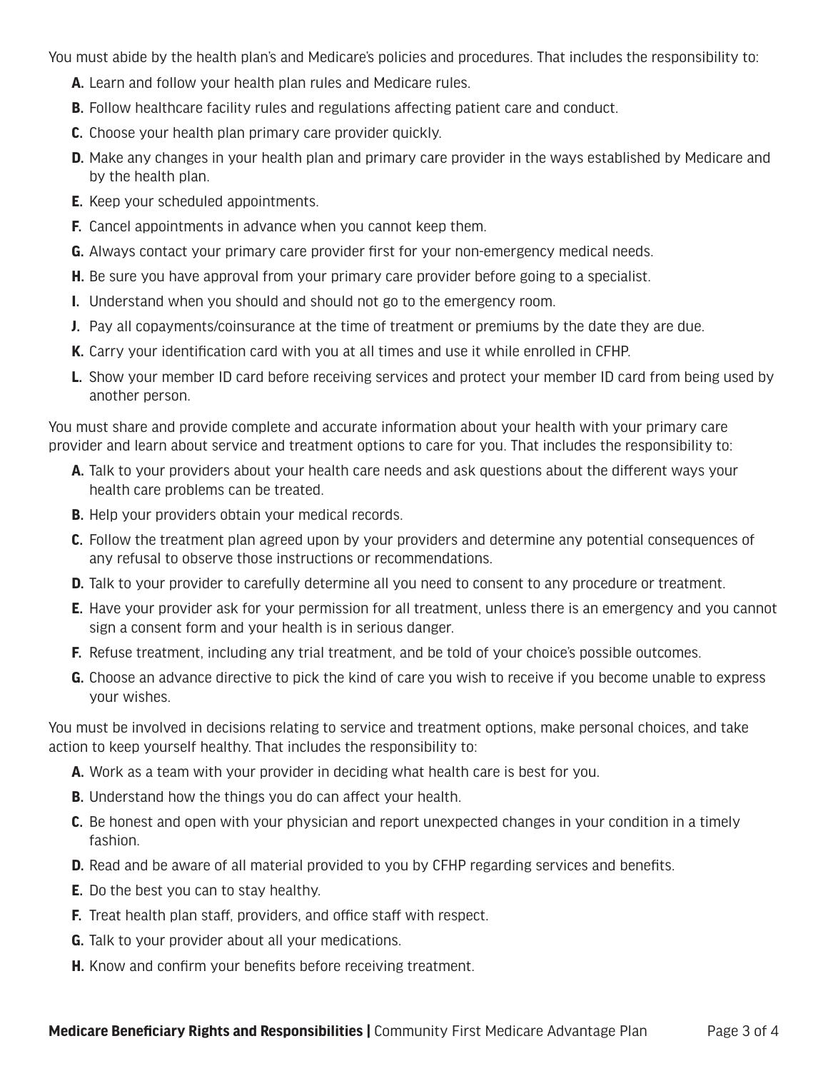You must abide by the health plan's and Medicare's policies and procedures. That includes the responsibility to:

**A.** Learn and follow your health plan rules and Medicare rules.

**B.** Follow healthcare facility rules and regulations affecting patient care and conduct.

**C.** Choose your health plan primary care provider quickly.

**D.** Make any changes in your health plan and primary care provider in the ways established by Medicare and by the health plan.

**E.** Keep your scheduled appointments.

**F.** Cancel appointments in advance when you cannot keep them.

**G.** Always contact your primary care provider first for your non-emergency medical needs.

**H.** Be sure you have approval from your primary care provider before going to a specialist.

**I.** Understand when you should and should not go to the emergency room.

**J.** Pay all copayments/coinsurance at the time of treatment or premiums by the date they are due.

**K.** Carry your identification card with you at all times and use it while enrolled in CFHP.

**L.** Show your member ID card before receiving services and protect your member ID card from being used by another person.

You must share and provide complete and accurate information about your health with your primary care provider and learn about service and treatment options to care for you. That includes the responsibility to:

**A.** Talk to your providers about your health care needs and ask questions about the different ways your health care problems can be treated.

**B.** Help your providers obtain your medical records.

**C.** Follow the treatment plan agreed upon by your providers and determine any potential consequences of any refusal to observe those instructions or recommendations.

**D.** Talk to your provider to carefully determine all you need to consent to any procedure or treatment.

**E.** Have your provider ask for your permission for all treatment, unless there is an emergency and you cannot sign a consent form and your health is in serious danger.

**F.** Refuse treatment, including any trial treatment, and be told of your choice's possible outcomes.

**G.** Choose an advance directive to pick the kind of care you wish to receive if you become unable to express your wishes.

You must be involved in decisions relating to service and treatment options, make personal choices, and take action to keep yourself healthy. That includes the responsibility to:

**A.** Work as a team with your provider in deciding what health care is best for you.

**B.** Understand how the things you do can affect your health.

**C.** Be honest and open with your physician and report unexpected changes in your condition in a timely fashion.

**D.** Read and be aware of all material provided to you by CFHP regarding services and benefits.

**E.** Do the best you can to stay healthy.

**F.** Treat health plan staff, providers, and office staff with respect.

**G.** Talk to your provider about all your medications.

**H.** Know and confirm your benefits before receiving treatment.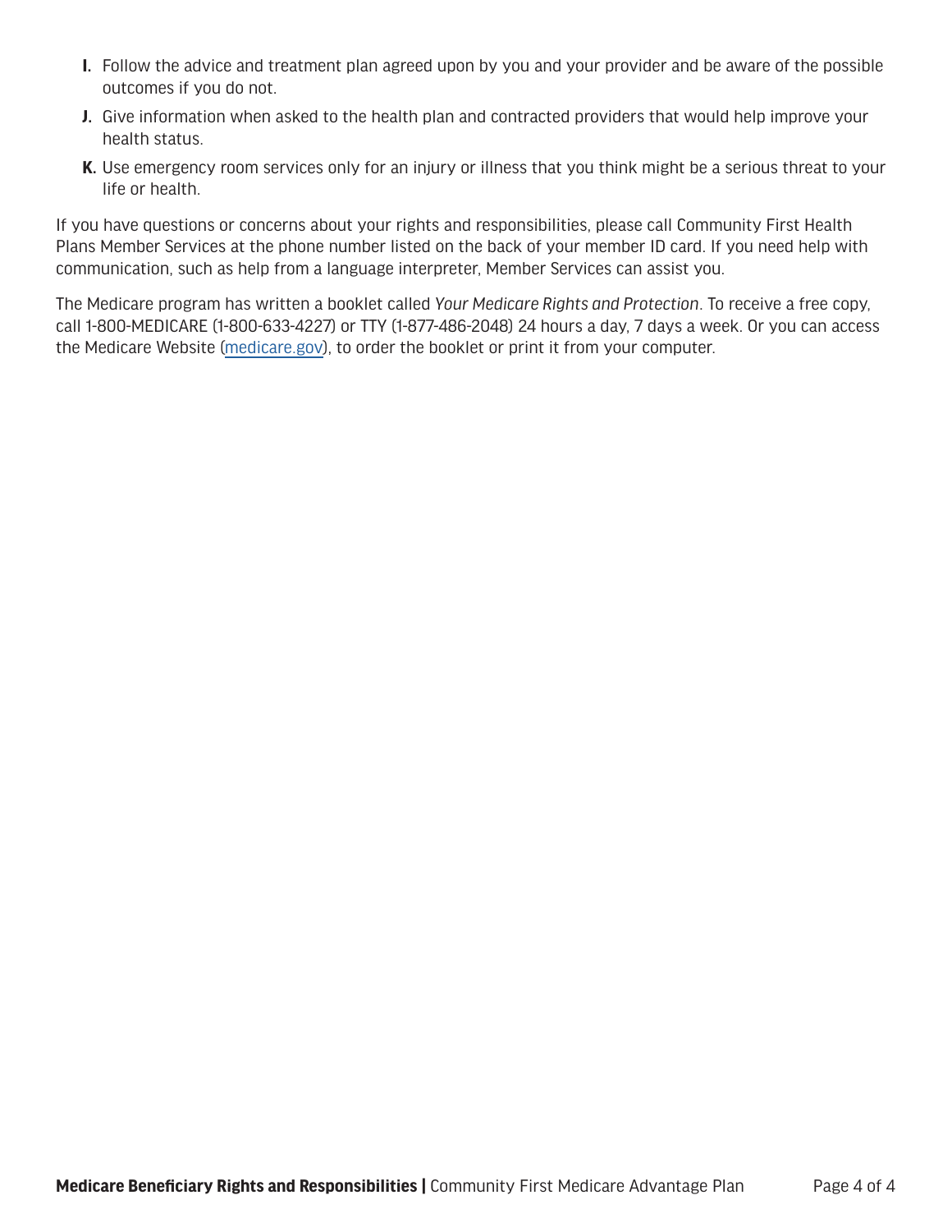**I.** Follow the advice and treatment plan agreed upon by you and your provider and be aware of the possible outcomes if you do not.

**J.** Give information when asked to the health plan and contracted providers that would help improve your health status.

**K.** Use emergency room services only for an injury or illness that you think might be a serious threat to your life or health.

If you have questions or concerns about your rights and responsibilities, please call Community First Health Plans Member Services at the phone number listed on the back of your member ID card. If you need help with communication, such as help from a language interpreter, Member Services can assist you.

The Medicare program has written a booklet called *Your Medicare Rights and Protection*. To receive a free copy, call 1-800-MEDICARE (1-800-633-4227) or TTY (1-877-486-2048) 24 hours a day, 7 days a week. Or you can access the Medicare Website (medicare.gov), to order the booklet or print it from your computer.